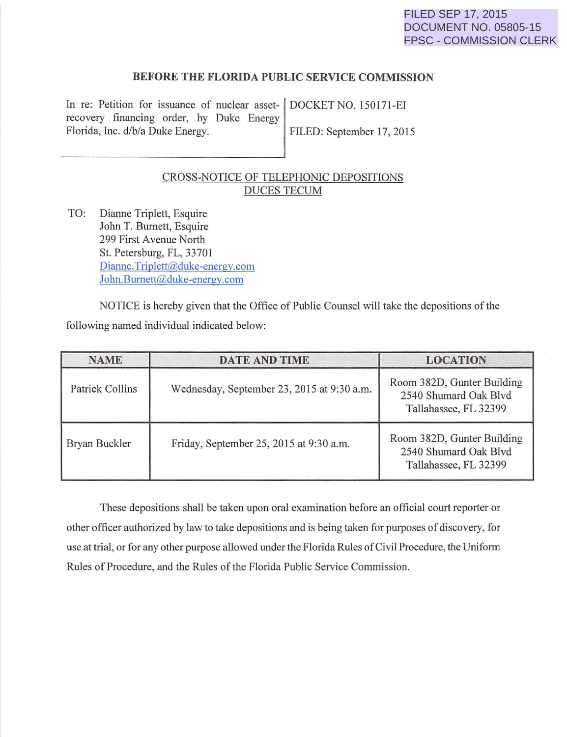FILED SEP 17, 2015
DOCUMENT NO. 05805-15
FPSC - COMMISSION CLERK

**BEFORE THE FLORIDA PUBLIC SERVICE COMMISSION**

| In re: Petition for issuance of nuclear asset-recovery financing order, by Duke Energy Florida, Inc. d/b/a Duke Energy. | DOCKET NO. 150171-EI<br><br>FILED: September 17, 2015 |
|---|---|

CROSS-NOTICE OF TELEPHONIC DEPOSITIONS
DUCES TECUM

TO: Dianne Triplett, Esquire
John T. Burnett, Esquire
299 First Avenue North
St. Petersburg, FL, 33701
Dianne.Triplett@duke-energy.com
John.Burnett@duke-energy.com

NOTICE is hereby given that the Office of Public Counsel will take the depositions of the following named individual indicated below:

| NAME | DATE AND TIME | LOCATION |
|---|---|---|
| Patrick Collins | Wednesday, September 23, 2015 at 9:30 a.m. | Room 382D, Gunter Building<br>2540 Shumard Oak Blvd<br>Tallahassee, FL 32399 |
| Bryan Buckler | Friday, September 25, 2015 at 9:30 a.m. | Room 382D, Gunter Building<br>2540 Shumard Oak Blvd<br>Tallahassee, FL 32399 |

These depositions shall be taken upon oral examination before an official court reporter or other officer authorized by law to take depositions and is being taken for purposes of discovery, for use at trial, or for any other purpose allowed under the Florida Rules of Civil Procedure, the Uniform Rules of Procedure, and the Rules of the Florida Public Service Commission.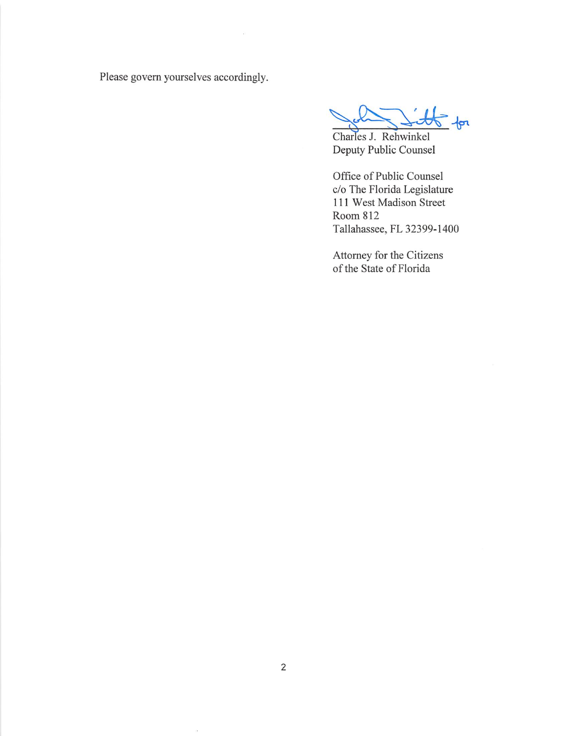Please govern yourselves accordingly.

Charles J. Rehwinkel
Deputy Public Counsel

Office of Public Counsel
c/o The Florida Legislature
111 West Madison Street
Room 812
Tallahassee, FL 32399-1400

Attorney for the Citizens
of the State of Florida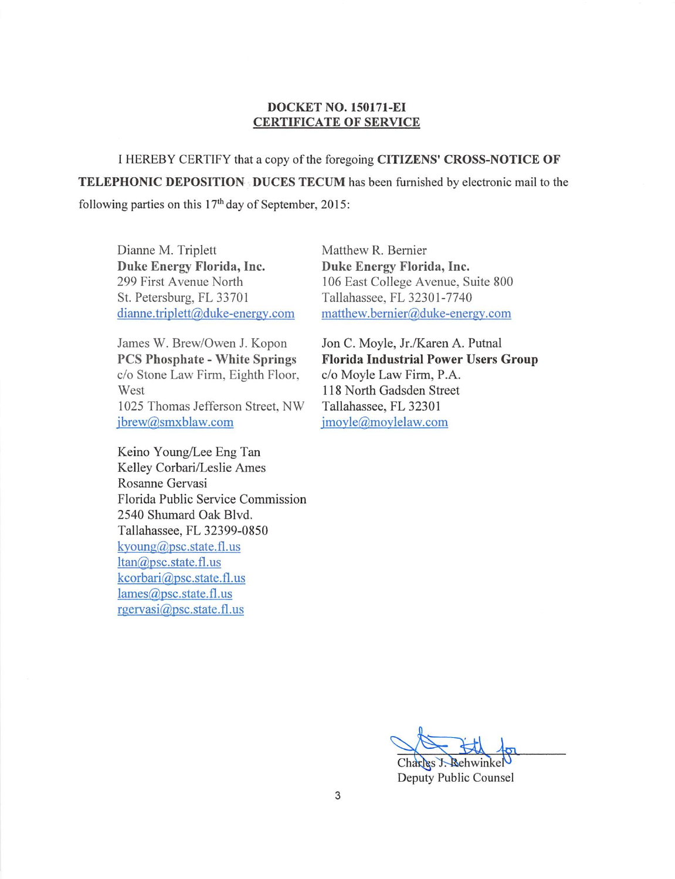**DOCKET NO. 150171-EI**
**CERTIFICATE OF SERVICE**

I HEREBY CERTIFY that a copy of the foregoing **CITIZENS' CROSS-NOTICE OF TELEPHONIC DEPOSITION DUCES TECUM** has been furnished by electronic mail to the following parties on this 17th day of September, 2015:

Dianne M. Triplett
**Duke Energy Florida, Inc.**
299 First Avenue North
St. Petersburg, FL 33701
dianne.triplett@duke-energy.com

Matthew R. Bernier
**Duke Energy Florida, Inc.**
106 East College Avenue, Suite 800
Tallahassee, FL 32301-7740
matthew.bernier@duke-energy.com

James W. Brew/Owen J. Kopon
**PCS Phosphate - White Springs**
c/o Stone Law Firm, Eighth Floor, West
1025 Thomas Jefferson Street, NW
jbrew@smxblaw.com

Jon C. Moyle, Jr./Karen A. Putnal
**Florida Industrial Power Users Group**
c/o Moyle Law Firm, P.A.
118 North Gadsden Street
Tallahassee, FL 32301
jmoyle@moylelaw.com

Keino Young/Lee Eng Tan
Kelley Corbari/Leslie Ames
Rosanne Gervasi
Florida Public Service Commission
2540 Shumard Oak Blvd.
Tallahassee, FL 32399-0850
kyoung@psc.state.fl.us
ltan@psc.state.fl.us
kcorbari@psc.state.fl.us
lames@psc.state.fl.us
rgervasi@psc.state.fl.us

Charles J. Rehwinkel
Deputy Public Counsel